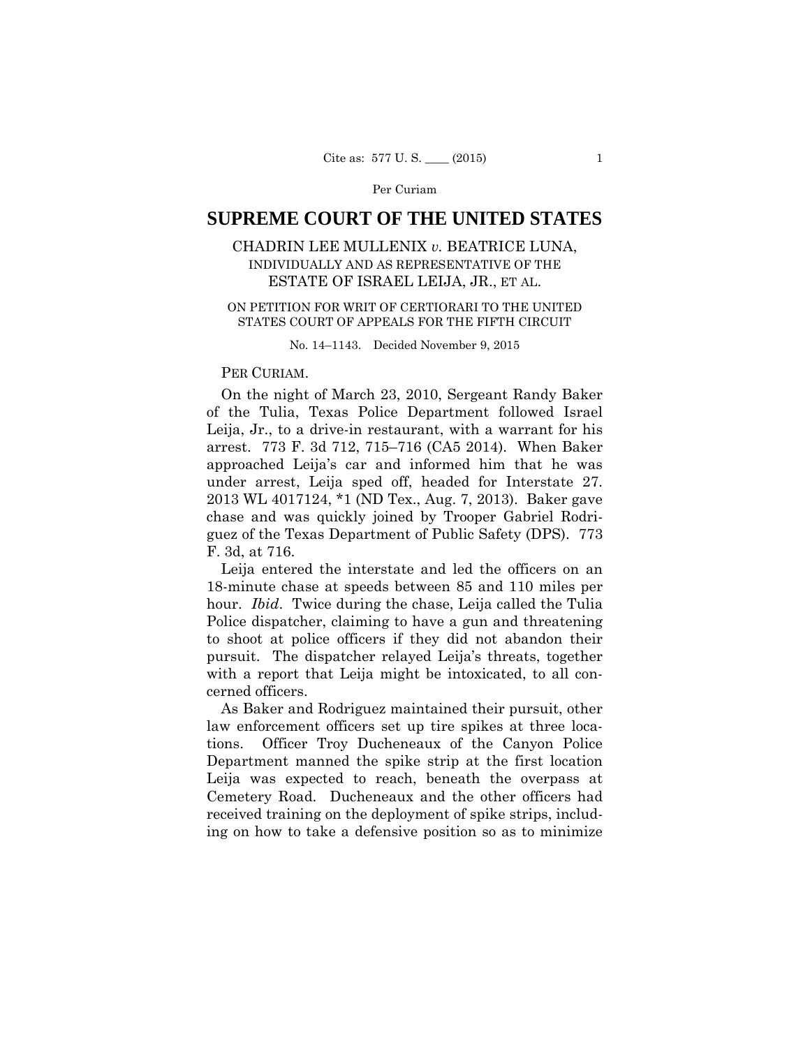Per Curiam

# SUPREME COURT OF THE UNITED STATES

## CHADRIN LEE MULLENIX *v.* BEATRICE LUNA, INDIVIDUALLY AND AS REPRESENTATIVE OF THE ESTATE OF ISRAEL LEIJA, JR., ET AL.

ON PETITION FOR WRIT OF CERTIORARI TO THE UNITED STATES COURT OF APPEALS FOR THE FIFTH CIRCUIT

No. 14–1143. Decided November 9, 2015

PER CURIAM.

On the night of March 23, 2010, Sergeant Randy Baker of the Tulia, Texas Police Department followed Israel Leija, Jr., to a drive-in restaurant, with a warrant for his arrest. 773 F. 3d 712, 715–716 (CA5 2014). When Baker approached Leija's car and informed him that he was under arrest, Leija sped off, headed for Interstate 27. 2013 WL 4017124, *1 (ND Tex., Aug. 7, 2013). Baker gave chase and was quickly joined by Trooper Gabriel Rodriguez of the Texas Department of Public Safety (DPS). 773 F. 3d, at 716.

Leija entered the interstate and led the officers on an 18-minute chase at speeds between 85 and 110 miles per hour. *Ibid*. Twice during the chase, Leija called the Tulia Police dispatcher, claiming to have a gun and threatening to shoot at police officers if they did not abandon their pursuit. The dispatcher relayed Leija's threats, together with a report that Leija might be intoxicated, to all concerned officers.

As Baker and Rodriguez maintained their pursuit, other law enforcement officers set up tire spikes at three locations. Officer Troy Ducheneaux of the Canyon Police Department manned the spike strip at the first location Leija was expected to reach, beneath the overpass at Cemetery Road. Ducheneaux and the other officers had received training on the deployment of spike strips, including on how to take a defensive position so as to minimize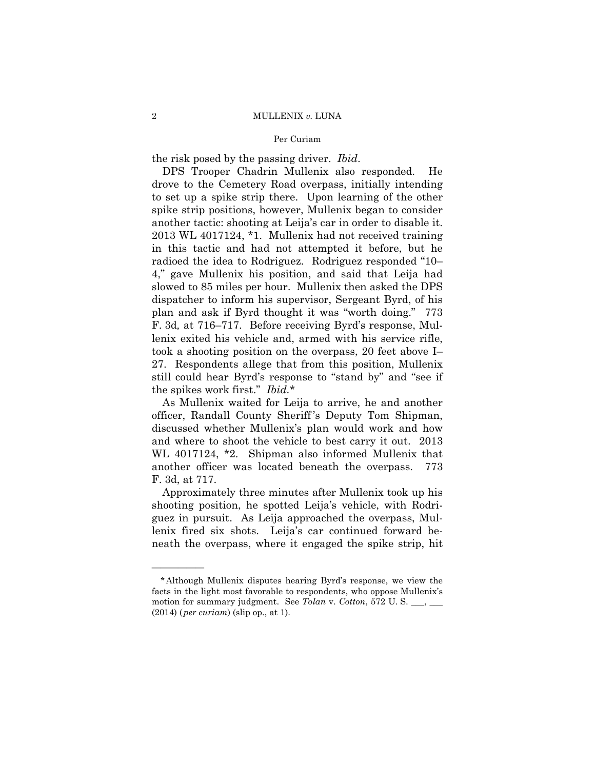the risk posed by the passing driver. *Ibid*.

DPS Trooper Chadrin Mullenix also responded. He drove to the Cemetery Road overpass, initially intending to set up a spike strip there. Upon learning of the other spike strip positions, however, Mullenix began to consider another tactic: shooting at Leija's car in order to disable it. 2013 WL 4017124, *1. Mullenix had not received training in this tactic and had not attempted it before, but he radioed the idea to Rodriguez. Rodriguez responded "10–4," gave Mullenix his position, and said that Leija had slowed to 85 miles per hour. Mullenix then asked the DPS dispatcher to inform his supervisor, Sergeant Byrd, of his plan and ask if Byrd thought it was "worth doing." 773 F. 3d*,* at 716–717. Before receiving Byrd's response, Mullenix exited his vehicle and, armed with his service rifle, took a shooting position on the overpass, 20 feet above I–27. Respondents allege that from this position, Mullenix still could hear Byrd's response to "stand by" and "see if the spikes work first." *Ibid.**

As Mullenix waited for Leija to arrive, he and another officer, Randall County Sheriff's Deputy Tom Shipman, discussed whether Mullenix's plan would work and how and where to shoot the vehicle to best carry it out. 2013 WL 4017124, *2. Shipman also informed Mullenix that another officer was located beneath the overpass. 773 F. 3d, at 717.

Approximately three minutes after Mullenix took up his shooting position, he spotted Leija's vehicle, with Rodriguez in pursuit. As Leija approached the overpass, Mullenix fired six shots. Leija's car continued forward beneath the overpass, where it engaged the spike strip, hit

---

*Although Mullenix disputes hearing Byrd's response, we view the facts in the light most favorable to respondents, who oppose Mullenix's motion for summary judgment. See *Tolan* v. *Cotton*, 572 U. S. ___, ___ (2014) (*per curiam*) (slip op., at 1).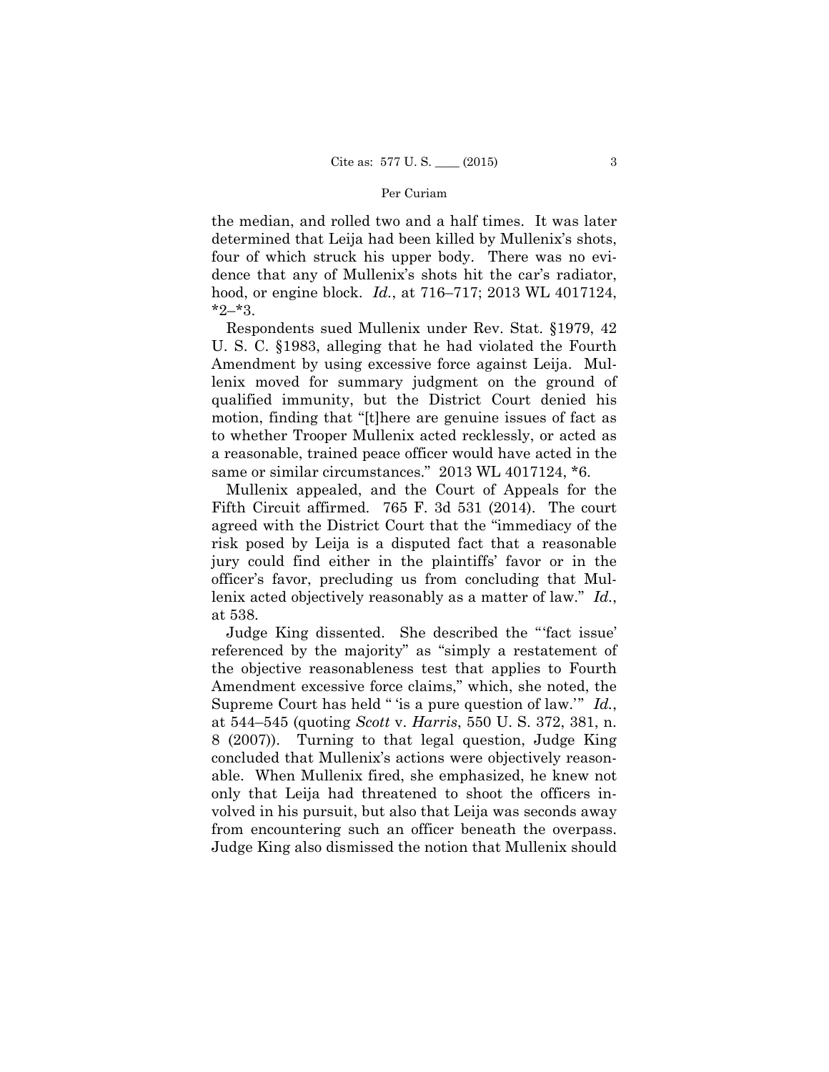the median, and rolled two and a half times. It was later determined that Leija had been killed by Mullenix's shots, four of which struck his upper body. There was no evidence that any of Mullenix's shots hit the car's radiator, hood, or engine block. *Id.*, at 716–717; 2013 WL 4017124, *2–*3.

Respondents sued Mullenix under Rev. Stat. §1979, 42 U. S. C. §1983, alleging that he had violated the Fourth Amendment by using excessive force against Leija. Mullenix moved for summary judgment on the ground of qualified immunity, but the District Court denied his motion, finding that "[t]here are genuine issues of fact as to whether Trooper Mullenix acted recklessly, or acted as a reasonable, trained peace officer would have acted in the same or similar circumstances." 2013 WL 4017124, *6.

Mullenix appealed, and the Court of Appeals for the Fifth Circuit affirmed. 765 F. 3d 531 (2014). The court agreed with the District Court that the "immediacy of the risk posed by Leija is a disputed fact that a reasonable jury could find either in the plaintiffs' favor or in the officer's favor, precluding us from concluding that Mullenix acted objectively reasonably as a matter of law." *Id.*, at 538.

Judge King dissented. She described the "'fact issue' referenced by the majority" as "simply a restatement of the objective reasonableness test that applies to Fourth Amendment excessive force claims," which, she noted, the Supreme Court has held " 'is a pure question of law.'" *Id.*, at 544–545 (quoting *Scott* v. *Harris*, 550 U. S. 372, 381, n. 8 (2007)). Turning to that legal question, Judge King concluded that Mullenix's actions were objectively reasonable. When Mullenix fired, she emphasized, he knew not only that Leija had threatened to shoot the officers involved in his pursuit, but also that Leija was seconds away from encountering such an officer beneath the overpass. Judge King also dismissed the notion that Mullenix should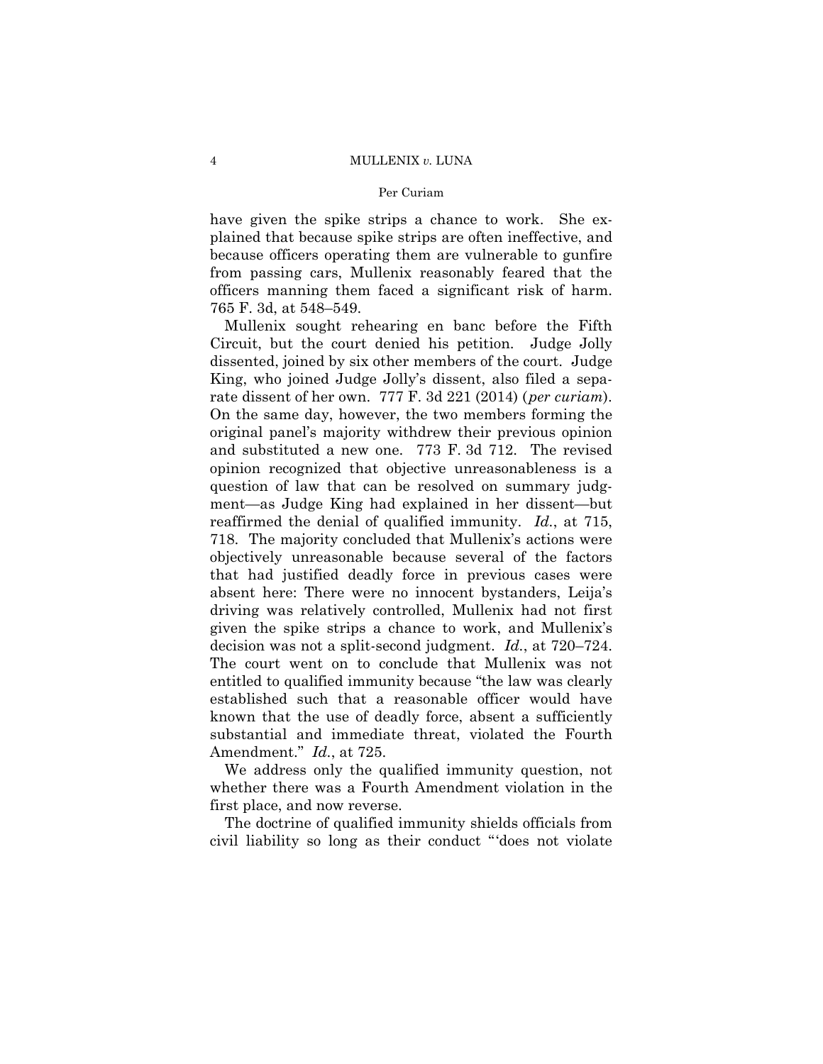have given the spike strips a chance to work. She explained that because spike strips are often ineffective, and because officers operating them are vulnerable to gunfire from passing cars, Mullenix reasonably feared that the officers manning them faced a significant risk of harm. 765 F. 3d, at 548–549.

Mullenix sought rehearing en banc before the Fifth Circuit, but the court denied his petition. Judge Jolly dissented, joined by six other members of the court. Judge King, who joined Judge Jolly's dissent, also filed a separate dissent of her own. 777 F. 3d 221 (2014) (*per curiam*). On the same day, however, the two members forming the original panel's majority withdrew their previous opinion and substituted a new one. 773 F. 3d 712. The revised opinion recognized that objective unreasonableness is a question of law that can be resolved on summary judgment—as Judge King had explained in her dissent—but reaffirmed the denial of qualified immunity. *Id.*, at 715, 718. The majority concluded that Mullenix's actions were objectively unreasonable because several of the factors that had justified deadly force in previous cases were absent here: There were no innocent bystanders, Leija's driving was relatively controlled, Mullenix had not first given the spike strips a chance to work, and Mullenix's decision was not a split-second judgment. *Id.*, at 720–724. The court went on to conclude that Mullenix was not entitled to qualified immunity because "the law was clearly established such that a reasonable officer would have known that the use of deadly force, absent a sufficiently substantial and immediate threat, violated the Fourth Amendment." *Id.*, at 725.

We address only the qualified immunity question, not whether there was a Fourth Amendment violation in the first place, and now reverse.

The doctrine of qualified immunity shields officials from civil liability so long as their conduct "'does not violate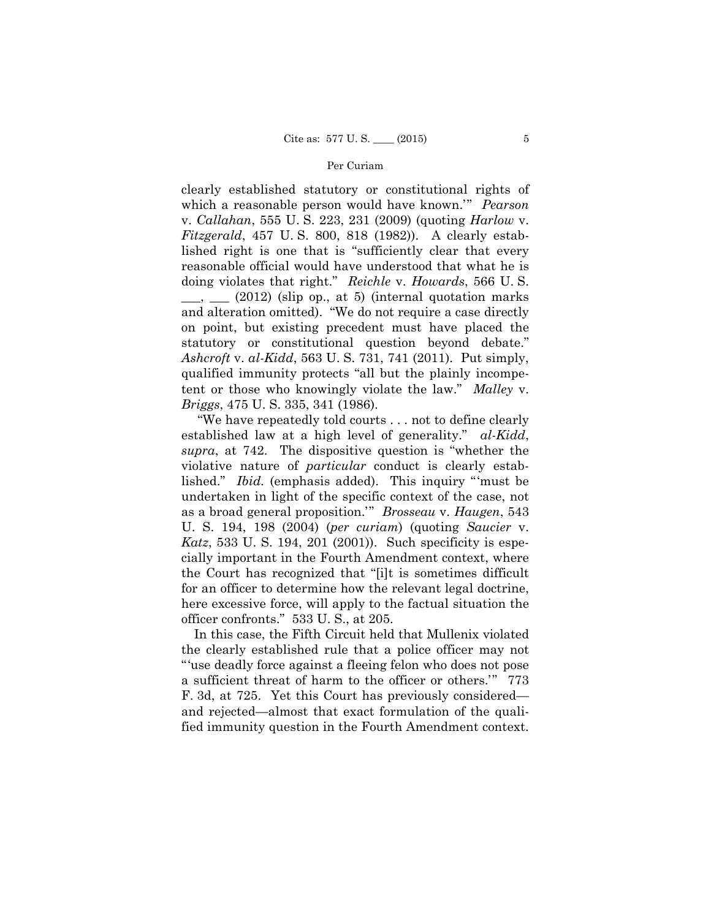clearly established statutory or constitutional rights of which a reasonable person would have known.'" *Pearson* v. *Callahan*, 555 U. S. 223, 231 (2009) (quoting *Harlow* v. *Fitzgerald*, 457 U. S. 800, 818 (1982)). A clearly established right is one that is "sufficiently clear that every reasonable official would have understood that what he is doing violates that right." *Reichle* v. *Howards*, 566 U. S. \_\_\_, \_\_\_ (2012) (slip op., at 5) (internal quotation marks and alteration omitted). "We do not require a case directly on point, but existing precedent must have placed the statutory or constitutional question beyond debate." *Ashcroft* v. *al-Kidd*, 563 U. S. 731, 741 (2011). Put simply, qualified immunity protects "all but the plainly incompetent or those who knowingly violate the law." *Malley* v. *Briggs*, 475 U. S. 335, 341 (1986).

"We have repeatedly told courts . . . not to define clearly established law at a high level of generality." *al-Kidd*, *supra*, at 742. The dispositive question is "whether the violative nature of *particular* conduct is clearly established." *Ibid.* (emphasis added). This inquiry "'must be undertaken in light of the specific context of the case, not as a broad general proposition.'" *Brosseau* v. *Haugen*, 543 U. S. 194, 198 (2004) (*per curiam*) (quoting *Saucier* v. *Katz*, 533 U. S. 194, 201 (2001)). Such specificity is especially important in the Fourth Amendment context, where the Court has recognized that "[i]t is sometimes difficult for an officer to determine how the relevant legal doctrine, here excessive force, will apply to the factual situation the officer confronts." 533 U. S., at 205.

In this case, the Fifth Circuit held that Mullenix violated the clearly established rule that a police officer may not "'use deadly force against a fleeing felon who does not pose a sufficient threat of harm to the officer or others.'" 773 F. 3d, at 725. Yet this Court has previously considered—and rejected—almost that exact formulation of the qualified immunity question in the Fourth Amendment context.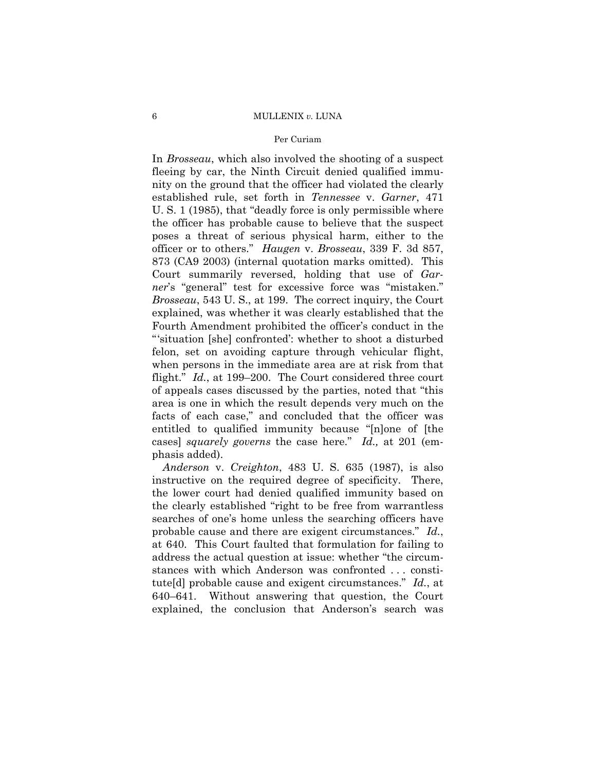In *Brosseau*, which also involved the shooting of a suspect fleeing by car, the Ninth Circuit denied qualified immunity on the ground that the officer had violated the clearly established rule, set forth in *Tennessee* v. *Garner*, 471 U. S. 1 (1985), that "deadly force is only permissible where the officer has probable cause to believe that the suspect poses a threat of serious physical harm, either to the officer or to others." *Haugen* v. *Brosseau*, 339 F. 3d 857, 873 (CA9 2003) (internal quotation marks omitted). This Court summarily reversed, holding that use of *Garner*'s "general" test for excessive force was "mistaken." *Brosseau*, 543 U. S., at 199. The correct inquiry, the Court explained, was whether it was clearly established that the Fourth Amendment prohibited the officer's conduct in the "'situation [she] confronted': whether to shoot a disturbed felon, set on avoiding capture through vehicular flight, when persons in the immediate area are at risk from that flight." *Id.*, at 199–200. The Court considered three court of appeals cases discussed by the parties, noted that "this area is one in which the result depends very much on the facts of each case," and concluded that the officer was entitled to qualified immunity because "[n]one of [the cases] *squarely governs* the case here." *Id.,* at 201 (emphasis added).

*Anderson* v. *Creighton*, 483 U. S. 635 (1987), is also instructive on the required degree of specificity. There, the lower court had denied qualified immunity based on the clearly established "right to be free from warrantless searches of one's home unless the searching officers have probable cause and there are exigent circumstances." *Id.*, at 640. This Court faulted that formulation for failing to address the actual question at issue: whether "the circumstances with which Anderson was confronted . . . constitute[d] probable cause and exigent circumstances." *Id.*, at 640–641. Without answering that question, the Court explained, the conclusion that Anderson's search was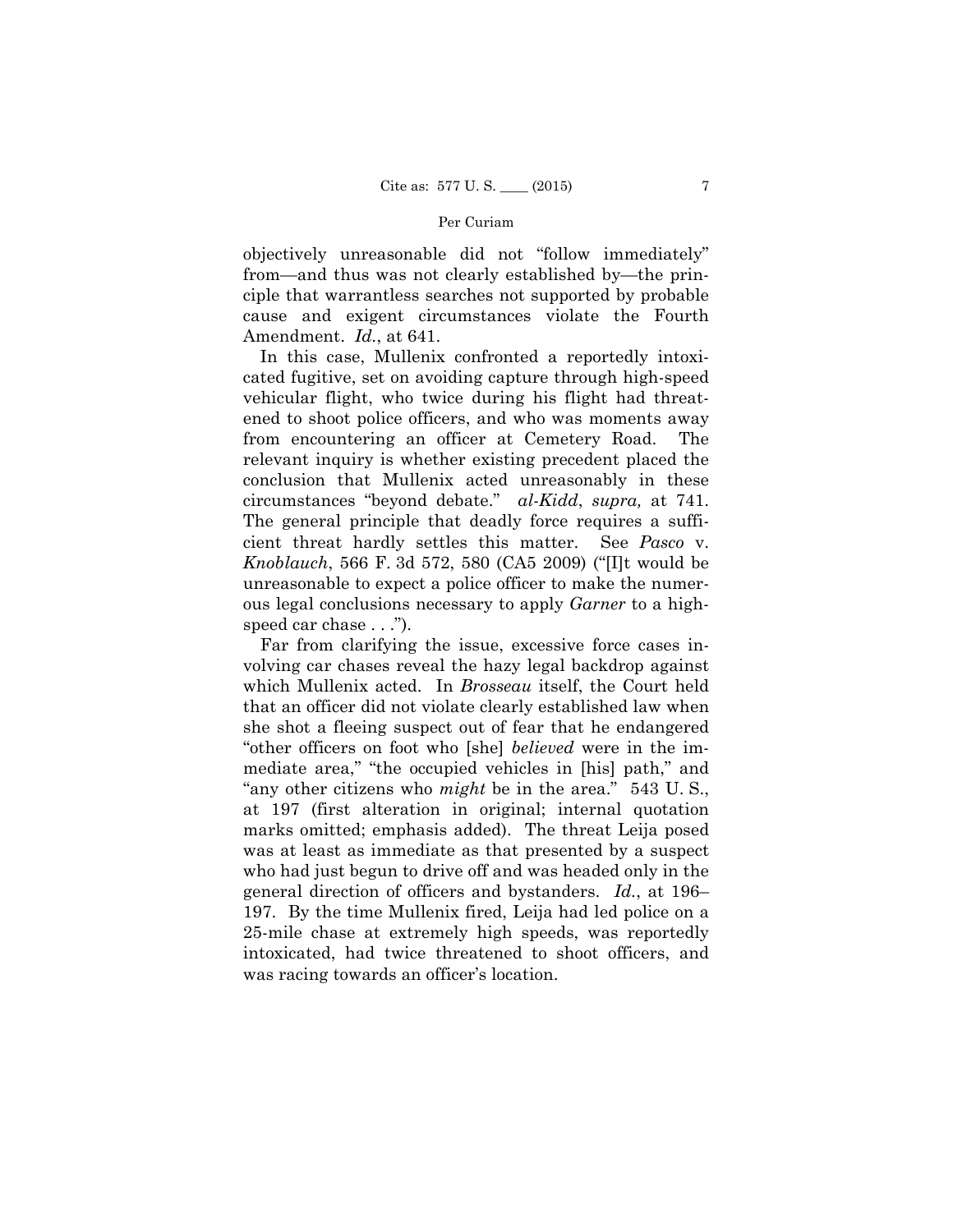objectively unreasonable did not "follow immediately" from—and thus was not clearly established by—the principle that warrantless searches not supported by probable cause and exigent circumstances violate the Fourth Amendment. *Id.*, at 641.

In this case, Mullenix confronted a reportedly intoxicated fugitive, set on avoiding capture through high-speed vehicular flight, who twice during his flight had threatened to shoot police officers, and who was moments away from encountering an officer at Cemetery Road. The relevant inquiry is whether existing precedent placed the conclusion that Mullenix acted unreasonably in these circumstances "beyond debate." *al-Kidd*, *supra,* at 741. The general principle that deadly force requires a sufficient threat hardly settles this matter. See *Pasco* v. *Knoblauch*, 566 F. 3d 572, 580 (CA5 2009) ("[I]t would be unreasonable to expect a police officer to make the numerous legal conclusions necessary to apply *Garner* to a high-speed car chase . . .").

Far from clarifying the issue, excessive force cases involving car chases reveal the hazy legal backdrop against which Mullenix acted. In *Brosseau* itself, the Court held that an officer did not violate clearly established law when she shot a fleeing suspect out of fear that he endangered "other officers on foot who [she] *believed* were in the immediate area," "the occupied vehicles in [his] path," and "any other citizens who *might* be in the area." 543 U. S., at 197 (first alteration in original; internal quotation marks omitted; emphasis added). The threat Leija posed was at least as immediate as that presented by a suspect who had just begun to drive off and was headed only in the general direction of officers and bystanders. *Id.*, at 196–197. By the time Mullenix fired, Leija had led police on a 25-mile chase at extremely high speeds, was reportedly intoxicated, had twice threatened to shoot officers, and was racing towards an officer's location.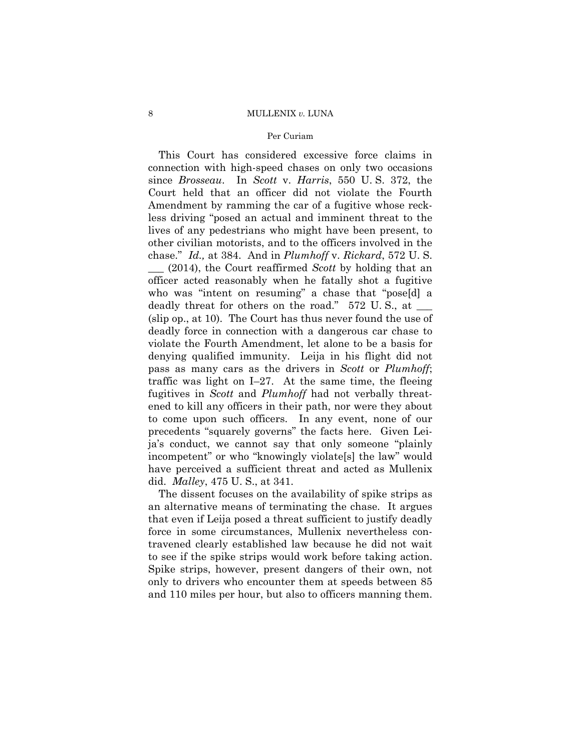This Court has considered excessive force claims in connection with high-speed chases on only two occasions since *Brosseau*. In *Scott* v. *Harris*, 550 U. S. 372, the Court held that an officer did not violate the Fourth Amendment by ramming the car of a fugitive whose reckless driving "posed an actual and imminent threat to the lives of any pedestrians who might have been present, to other civilian motorists, and to the officers involved in the chase." *Id.,* at 384. And in *Plumhoff* v. *Rickard*, 572 U. S. ___ (2014), the Court reaffirmed *Scott* by holding that an officer acted reasonably when he fatally shot a fugitive who was "intent on resuming" a chase that "pose[d] a deadly threat for others on the road." 572 U. S., at ___ (slip op., at 10). The Court has thus never found the use of deadly force in connection with a dangerous car chase to violate the Fourth Amendment, let alone to be a basis for denying qualified immunity. Leija in his flight did not pass as many cars as the drivers in *Scott* or *Plumhoff*; traffic was light on I–27. At the same time, the fleeing fugitives in *Scott* and *Plumhoff* had not verbally threatened to kill any officers in their path, nor were they about to come upon such officers. In any event, none of our precedents "squarely governs" the facts here. Given Leija's conduct, we cannot say that only someone "plainly incompetent" or who "knowingly violate[s] the law" would have perceived a sufficient threat and acted as Mullenix did. *Malley*, 475 U. S., at 341.

The dissent focuses on the availability of spike strips as an alternative means of terminating the chase. It argues that even if Leija posed a threat sufficient to justify deadly force in some circumstances, Mullenix nevertheless contravened clearly established law because he did not wait to see if the spike strips would work before taking action. Spike strips, however, present dangers of their own, not only to drivers who encounter them at speeds between 85 and 110 miles per hour, but also to officers manning them.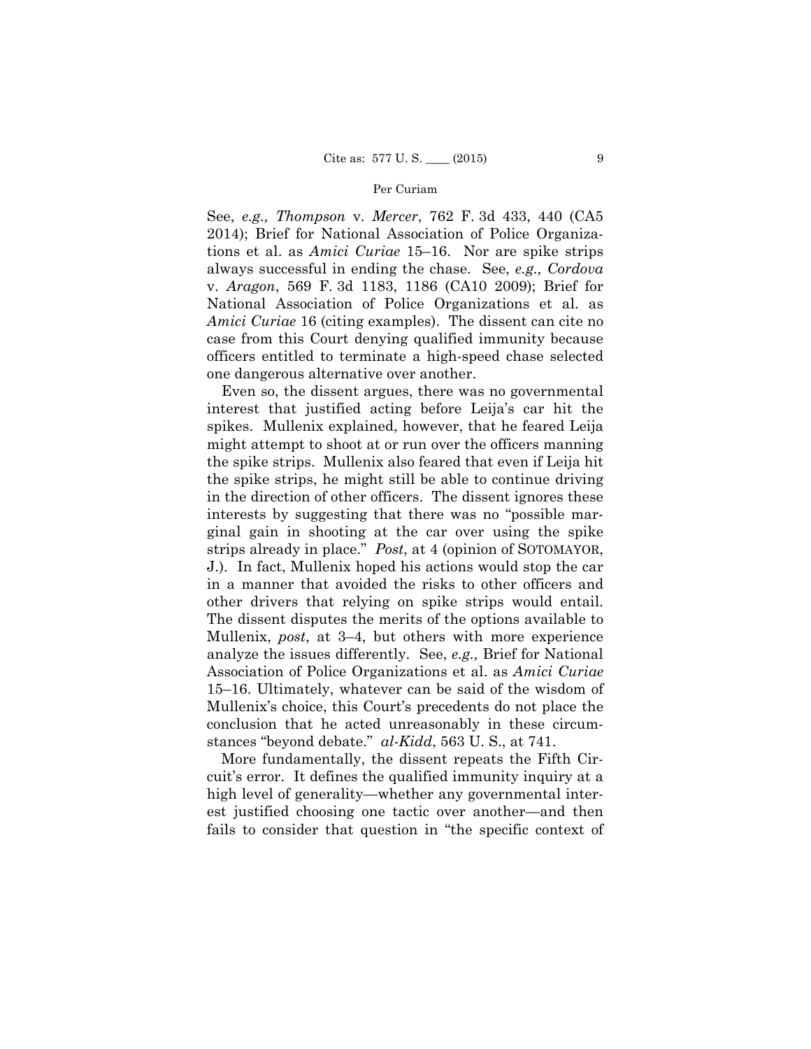See, *e.g., Thompson* v. *Mercer*, 762 F. 3d 433, 440 (CA5 2014); Brief for National Association of Police Organizations et al. as *Amici Curiae* 15–16. Nor are spike strips always successful in ending the chase. See, *e.g., Cordova* v. *Aragon*, 569 F. 3d 1183, 1186 (CA10 2009); Brief for National Association of Police Organizations et al. as *Amici Curiae* 16 (citing examples). The dissent can cite no case from this Court denying qualified immunity because officers entitled to terminate a high-speed chase selected one dangerous alternative over another.

Even so, the dissent argues, there was no governmental interest that justified acting before Leija's car hit the spikes. Mullenix explained, however, that he feared Leija might attempt to shoot at or run over the officers manning the spike strips. Mullenix also feared that even if Leija hit the spike strips, he might still be able to continue driving in the direction of other officers. The dissent ignores these interests by suggesting that there was no "possible marginal gain in shooting at the car over using the spike strips already in place." *Post*, at 4 (opinion of SOTOMAYOR, J.). In fact, Mullenix hoped his actions would stop the car in a manner that avoided the risks to other officers and other drivers that relying on spike strips would entail. The dissent disputes the merits of the options available to Mullenix, *post*, at 3–4, but others with more experience analyze the issues differently. See, *e.g.,* Brief for National Association of Police Organizations et al. as *Amici Curiae* 15–16. Ultimately, whatever can be said of the wisdom of Mullenix's choice, this Court's precedents do not place the conclusion that he acted unreasonably in these circumstances "beyond debate." *al-Kidd*, 563 U. S., at 741.

More fundamentally, the dissent repeats the Fifth Circuit's error. It defines the qualified immunity inquiry at a high level of generality—whether any governmental interest justified choosing one tactic over another—and then fails to consider that question in "the specific context of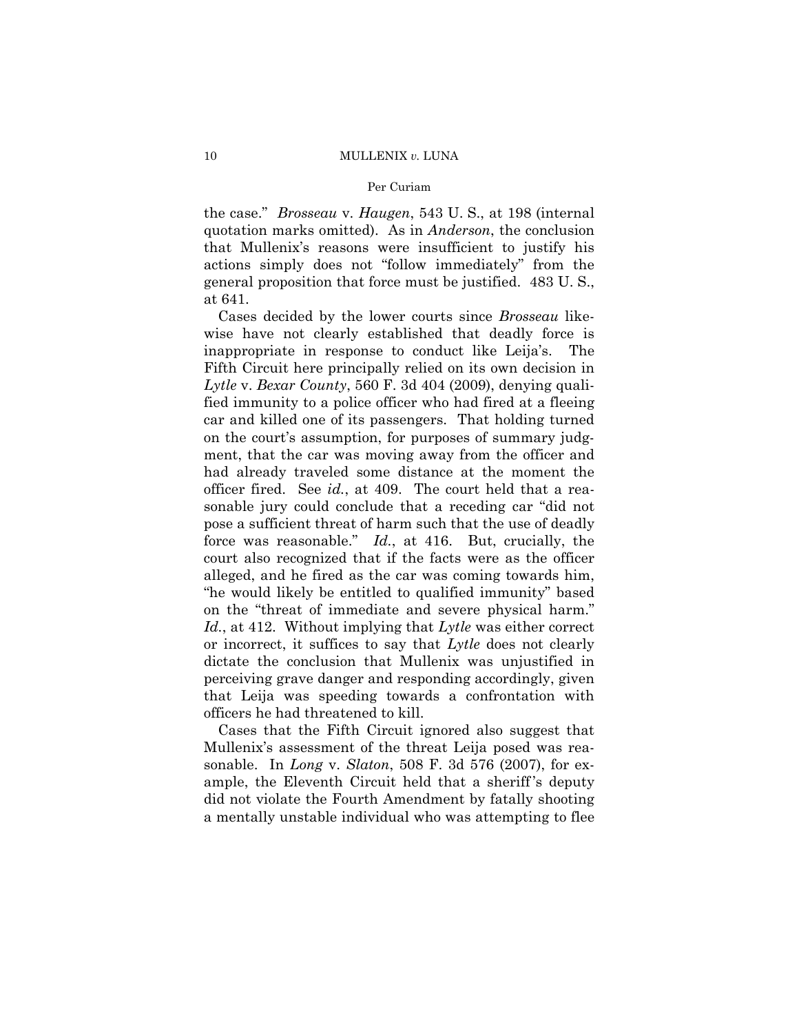the case." *Brosseau* v. *Haugen*, 543 U. S., at 198 (internal quotation marks omitted). As in *Anderson*, the conclusion that Mullenix's reasons were insufficient to justify his actions simply does not "follow immediately" from the general proposition that force must be justified. 483 U. S., at 641.

Cases decided by the lower courts since *Brosseau* likewise have not clearly established that deadly force is inappropriate in response to conduct like Leija's. The Fifth Circuit here principally relied on its own decision in *Lytle* v. *Bexar County*, 560 F. 3d 404 (2009), denying qualified immunity to a police officer who had fired at a fleeing car and killed one of its passengers. That holding turned on the court's assumption, for purposes of summary judgment, that the car was moving away from the officer and had already traveled some distance at the moment the officer fired. See *id.*, at 409. The court held that a reasonable jury could conclude that a receding car "did not pose a sufficient threat of harm such that the use of deadly force was reasonable." *Id.*, at 416. But, crucially, the court also recognized that if the facts were as the officer alleged, and he fired as the car was coming towards him, "he would likely be entitled to qualified immunity" based on the "threat of immediate and severe physical harm." *Id.*, at 412. Without implying that *Lytle* was either correct or incorrect, it suffices to say that *Lytle* does not clearly dictate the conclusion that Mullenix was unjustified in perceiving grave danger and responding accordingly, given that Leija was speeding towards a confrontation with officers he had threatened to kill.

Cases that the Fifth Circuit ignored also suggest that Mullenix's assessment of the threat Leija posed was reasonable. In *Long* v. *Slaton*, 508 F. 3d 576 (2007), for example, the Eleventh Circuit held that a sheriff's deputy did not violate the Fourth Amendment by fatally shooting a mentally unstable individual who was attempting to flee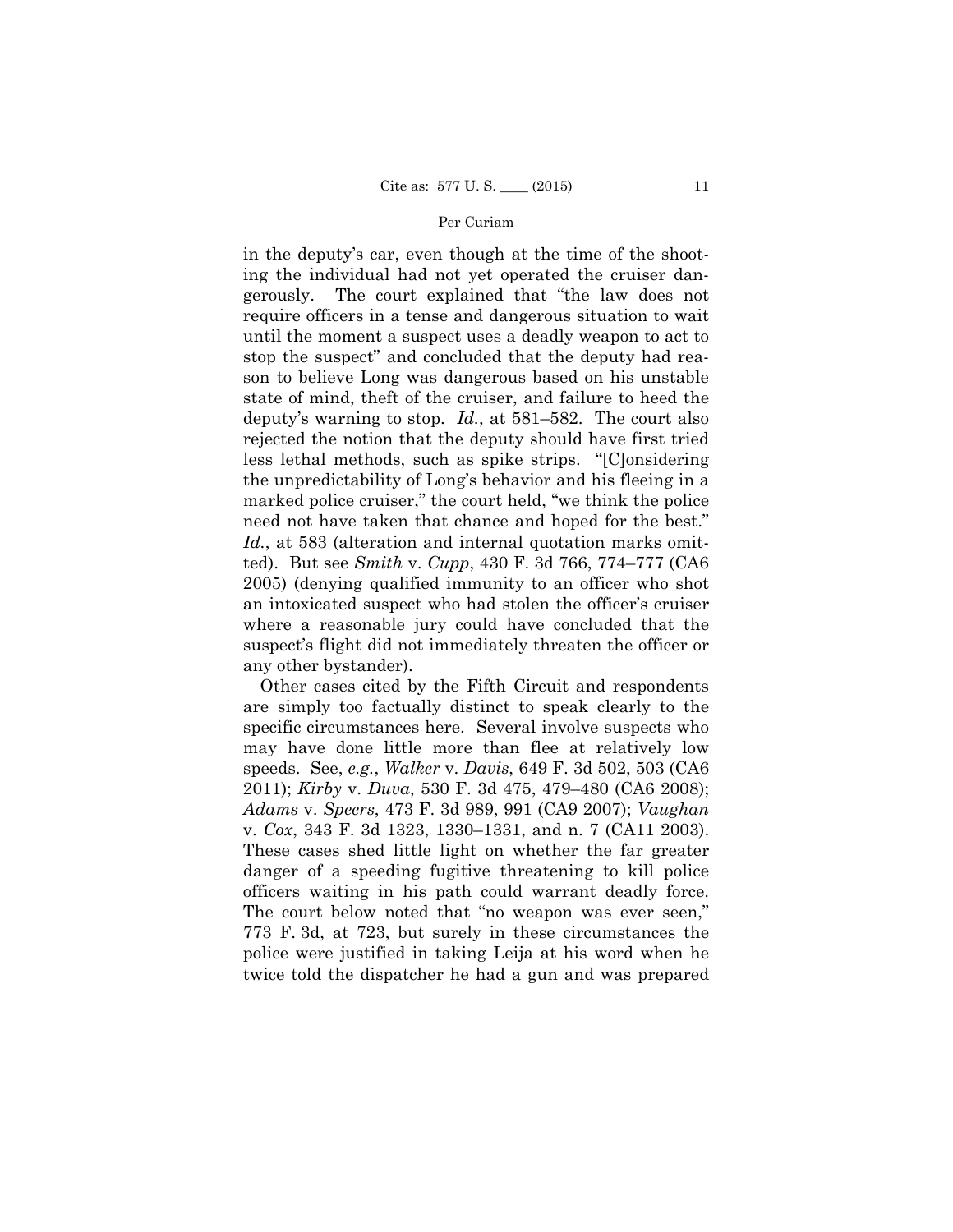in the deputy's car, even though at the time of the shooting the individual had not yet operated the cruiser dangerously. The court explained that "the law does not require officers in a tense and dangerous situation to wait until the moment a suspect uses a deadly weapon to act to stop the suspect" and concluded that the deputy had reason to believe Long was dangerous based on his unstable state of mind, theft of the cruiser, and failure to heed the deputy's warning to stop. *Id.*, at 581–582. The court also rejected the notion that the deputy should have first tried less lethal methods, such as spike strips. "[C]onsidering the unpredictability of Long's behavior and his fleeing in a marked police cruiser," the court held, "we think the police need not have taken that chance and hoped for the best." *Id.*, at 583 (alteration and internal quotation marks omitted). But see *Smith* v. *Cupp*, 430 F. 3d 766, 774–777 (CA6 2005) (denying qualified immunity to an officer who shot an intoxicated suspect who had stolen the officer's cruiser where a reasonable jury could have concluded that the suspect's flight did not immediately threaten the officer or any other bystander).

Other cases cited by the Fifth Circuit and respondents are simply too factually distinct to speak clearly to the specific circumstances here. Several involve suspects who may have done little more than flee at relatively low speeds. See, *e.g.*, *Walker* v. *Davis*, 649 F. 3d 502, 503 (CA6 2011); *Kirby* v. *Duva*, 530 F. 3d 475, 479–480 (CA6 2008); *Adams* v. *Speers*, 473 F. 3d 989, 991 (CA9 2007); *Vaughan* v. *Cox*, 343 F. 3d 1323, 1330–1331, and n. 7 (CA11 2003). These cases shed little light on whether the far greater danger of a speeding fugitive threatening to kill police officers waiting in his path could warrant deadly force. The court below noted that "no weapon was ever seen," 773 F. 3d, at 723, but surely in these circumstances the police were justified in taking Leija at his word when he twice told the dispatcher he had a gun and was prepared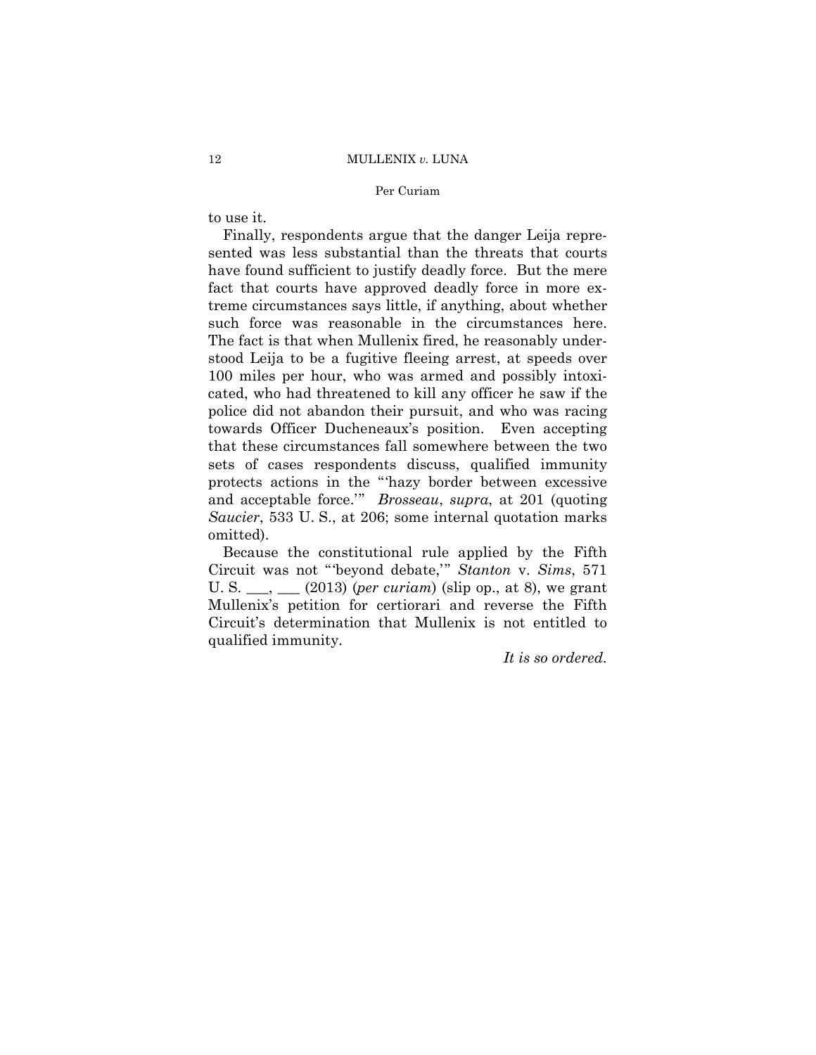to use it.

Finally, respondents argue that the danger Leija represented was less substantial than the threats that courts have found sufficient to justify deadly force. But the mere fact that courts have approved deadly force in more extreme circumstances says little, if anything, about whether such force was reasonable in the circumstances here. The fact is that when Mullenix fired, he reasonably understood Leija to be a fugitive fleeing arrest, at speeds over 100 miles per hour, who was armed and possibly intoxicated, who had threatened to kill any officer he saw if the police did not abandon their pursuit, and who was racing towards Officer Ducheneaux's position. Even accepting that these circumstances fall somewhere between the two sets of cases respondents discuss, qualified immunity protects actions in the "'hazy border between excessive and acceptable force.'" *Brosseau*, *supra*, at 201 (quoting *Saucier*, 533 U. S., at 206; some internal quotation marks omitted).

Because the constitutional rule applied by the Fifth Circuit was not "'beyond debate,'" *Stanton* v. *Sims*, 571 U. S. ___, ___ (2013) (*per curiam*) (slip op., at 8), we grant Mullenix's petition for certiorari and reverse the Fifth Circuit's determination that Mullenix is not entitled to qualified immunity.

*It is so ordered.*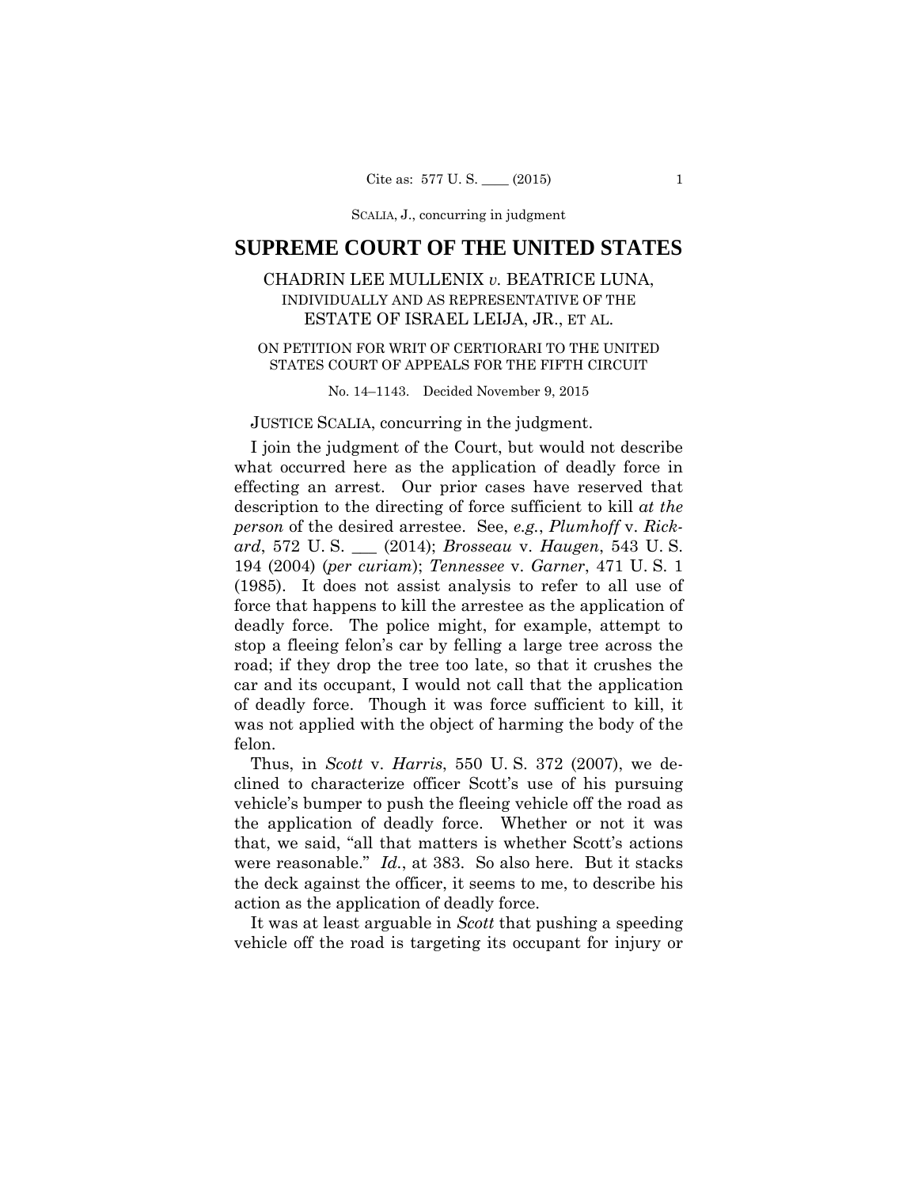SCALIA, J., concurring in judgment

# SUPREME COURT OF THE UNITED STATES

CHADRIN LEE MULLENIX *v.* BEATRICE LUNA, INDIVIDUALLY AND AS REPRESENTATIVE OF THE ESTATE OF ISRAEL LEIJA, JR., ET AL.

ON PETITION FOR WRIT OF CERTIORARI TO THE UNITED STATES COURT OF APPEALS FOR THE FIFTH CIRCUIT

No. 14–1143. Decided November 9, 2015

JUSTICE SCALIA, concurring in the judgment.

I join the judgment of the Court, but would not describe what occurred here as the application of deadly force in effecting an arrest. Our prior cases have reserved that description to the directing of force sufficient to kill *at the person* of the desired arrestee. See, *e.g.*, *Plumhoff* v. *Rickard*, 572 U. S. ___ (2014); *Brosseau* v. *Haugen*, 543 U. S. 194 (2004) (*per curiam*); *Tennessee* v. *Garner*, 471 U. S. 1 (1985). It does not assist analysis to refer to all use of force that happens to kill the arrestee as the application of deadly force. The police might, for example, attempt to stop a fleeing felon's car by felling a large tree across the road; if they drop the tree too late, so that it crushes the car and its occupant, I would not call that the application of deadly force. Though it was force sufficient to kill, it was not applied with the object of harming the body of the felon.

Thus, in *Scott* v. *Harris*, 550 U. S. 372 (2007), we declined to characterize officer Scott's use of his pursuing vehicle's bumper to push the fleeing vehicle off the road as the application of deadly force. Whether or not it was that, we said, "all that matters is whether Scott's actions were reasonable." *Id.*, at 383. So also here. But it stacks the deck against the officer, it seems to me, to describe his action as the application of deadly force.

It was at least arguable in *Scott* that pushing a speeding vehicle off the road is targeting its occupant for injury or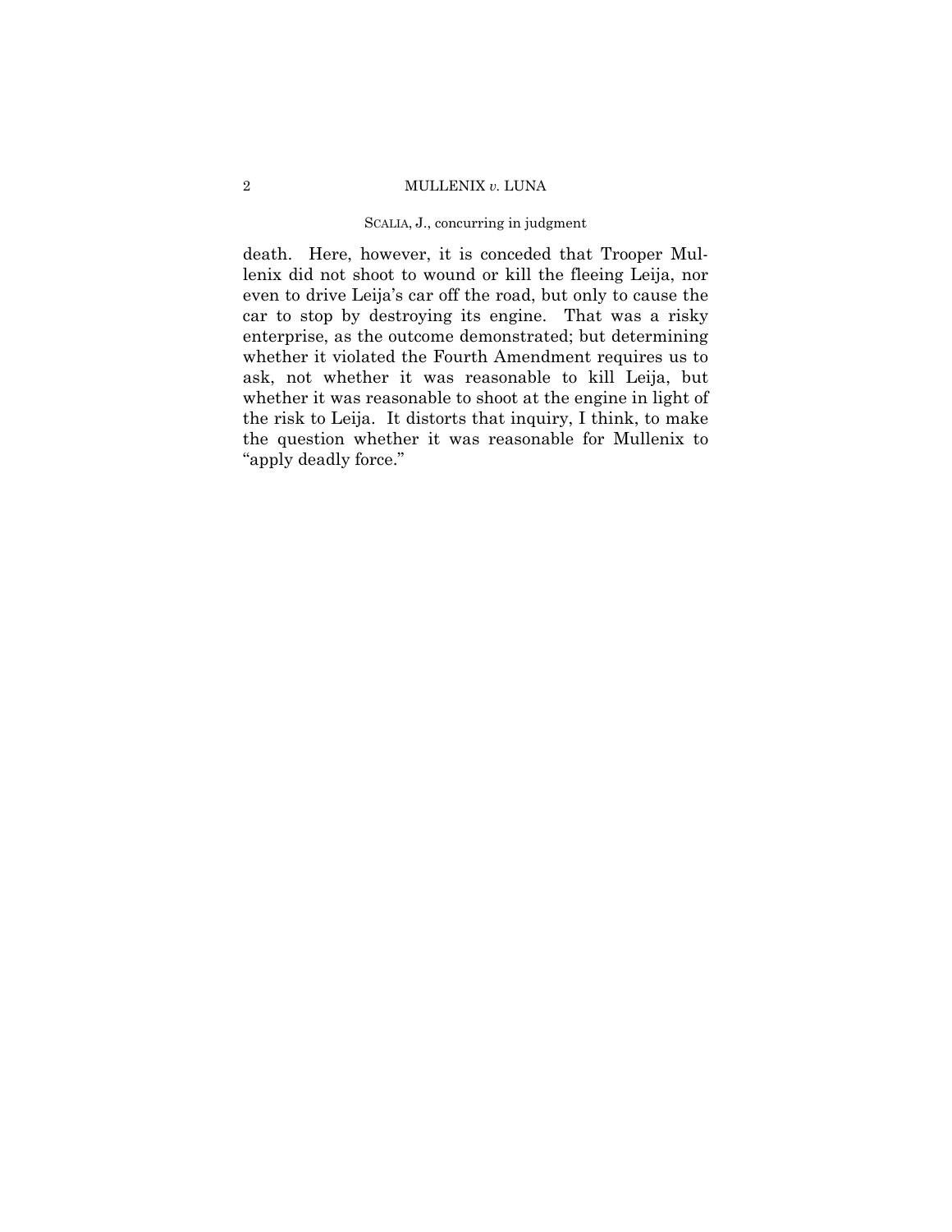death. Here, however, it is conceded that Trooper Mullenix did not shoot to wound or kill the fleeing Leija, nor even to drive Leija's car off the road, but only to cause the car to stop by destroying its engine. That was a risky enterprise, as the outcome demonstrated; but determining whether it violated the Fourth Amendment requires us to ask, not whether it was reasonable to kill Leija, but whether it was reasonable to shoot at the engine in light of the risk to Leija. It distorts that inquiry, I think, to make the question whether it was reasonable for Mullenix to "apply deadly force."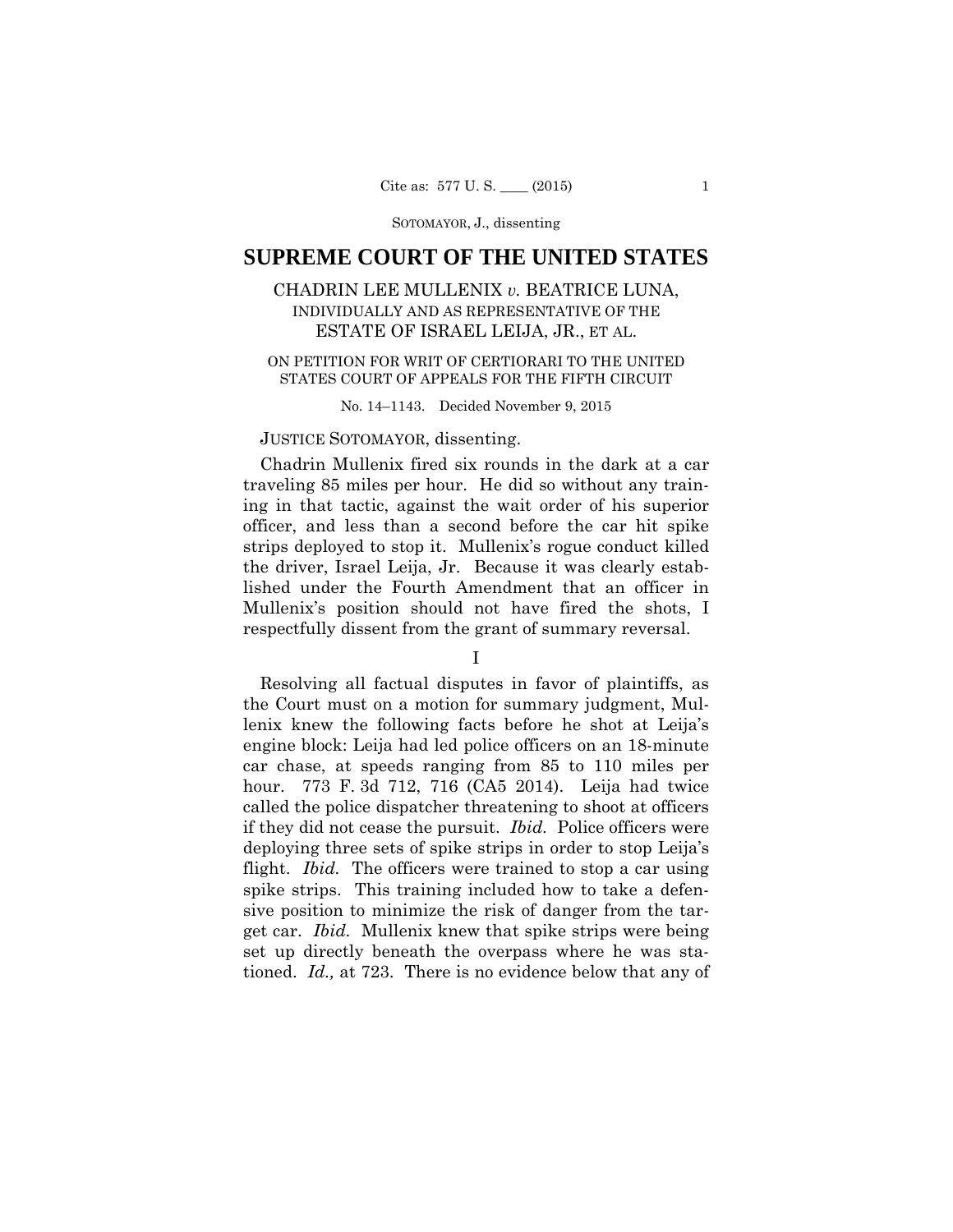SOTOMAYOR, J., dissenting

# SUPREME COURT OF THE UNITED STATES

CHADRIN LEE MULLENIX *v.* BEATRICE LUNA, INDIVIDUALLY AND AS REPRESENTATIVE OF THE ESTATE OF ISRAEL LEIJA, JR., ET AL.

ON PETITION FOR WRIT OF CERTIORARI TO THE UNITED STATES COURT OF APPEALS FOR THE FIFTH CIRCUIT

No. 14–1143. Decided November 9, 2015

JUSTICE SOTOMAYOR, dissenting.

Chadrin Mullenix fired six rounds in the dark at a car traveling 85 miles per hour. He did so without any training in that tactic, against the wait order of his superior officer, and less than a second before the car hit spike strips deployed to stop it. Mullenix's rogue conduct killed the driver, Israel Leija, Jr. Because it was clearly established under the Fourth Amendment that an officer in Mullenix's position should not have fired the shots, I respectfully dissent from the grant of summary reversal.

I

Resolving all factual disputes in favor of plaintiffs, as the Court must on a motion for summary judgment, Mullenix knew the following facts before he shot at Leija's engine block: Leija had led police officers on an 18-minute car chase, at speeds ranging from 85 to 110 miles per hour. 773 F. 3d 712, 716 (CA5 2014). Leija had twice called the police dispatcher threatening to shoot at officers if they did not cease the pursuit. *Ibid.* Police officers were deploying three sets of spike strips in order to stop Leija's flight. *Ibid.* The officers were trained to stop a car using spike strips. This training included how to take a defensive position to minimize the risk of danger from the target car. *Ibid.* Mullenix knew that spike strips were being set up directly beneath the overpass where he was stationed. *Id.,* at 723. There is no evidence below that any of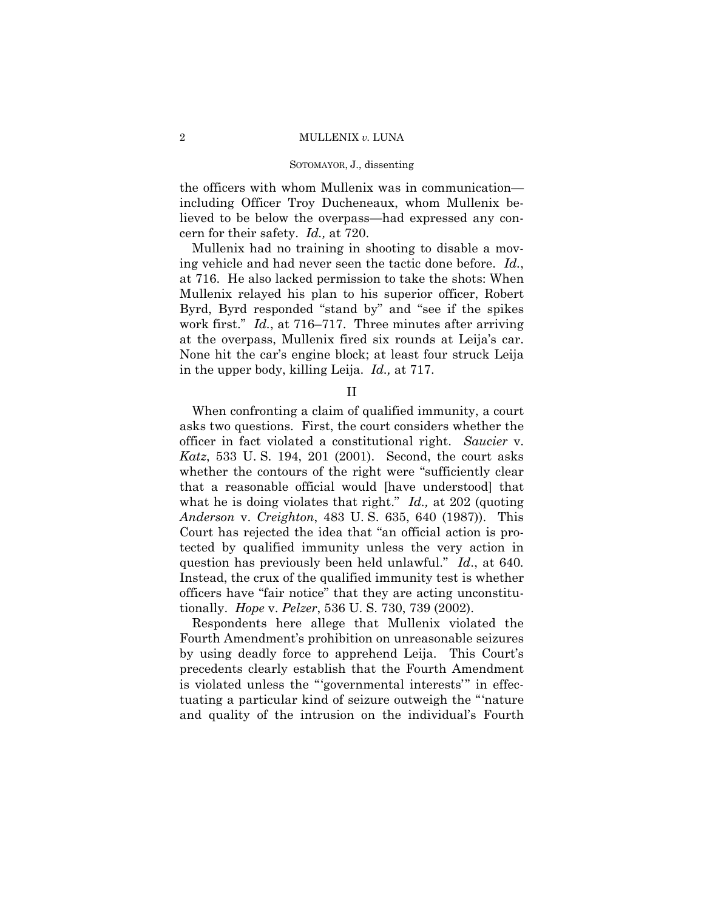the officers with whom Mullenix was in communication—including Officer Troy Ducheneaux, whom Mullenix believed to be below the overpass—had expressed any concern for their safety. *Id.,* at 720.

Mullenix had no training in shooting to disable a moving vehicle and had never seen the tactic done before. *Id.*, at 716. He also lacked permission to take the shots: When Mullenix relayed his plan to his superior officer, Robert Byrd, Byrd responded "stand by" and "see if the spikes work first." *Id.*, at 716–717. Three minutes after arriving at the overpass, Mullenix fired six rounds at Leija's car. None hit the car's engine block; at least four struck Leija in the upper body, killing Leija. *Id.,* at 717.

## II

When confronting a claim of qualified immunity, a court asks two questions. First, the court considers whether the officer in fact violated a constitutional right. *Saucier* v. *Katz*, 533 U. S. 194, 201 (2001). Second, the court asks whether the contours of the right were "sufficiently clear that a reasonable official would [have understood] that what he is doing violates that right." *Id.,* at 202 (quoting *Anderson* v. *Creighton*, 483 U. S. 635, 640 (1987)). This Court has rejected the idea that "an official action is protected by qualified immunity unless the very action in question has previously been held unlawful." *Id*., at 640. Instead, the crux of the qualified immunity test is whether officers have "fair notice" that they are acting unconstitutionally. *Hope* v. *Pelzer*, 536 U. S. 730, 739 (2002).

Respondents here allege that Mullenix violated the Fourth Amendment's prohibition on unreasonable seizures by using deadly force to apprehend Leija. This Court's precedents clearly establish that the Fourth Amendment is violated unless the "'governmental interests'" in effectuating a particular kind of seizure outweigh the "'nature and quality of the intrusion on the individual's Fourth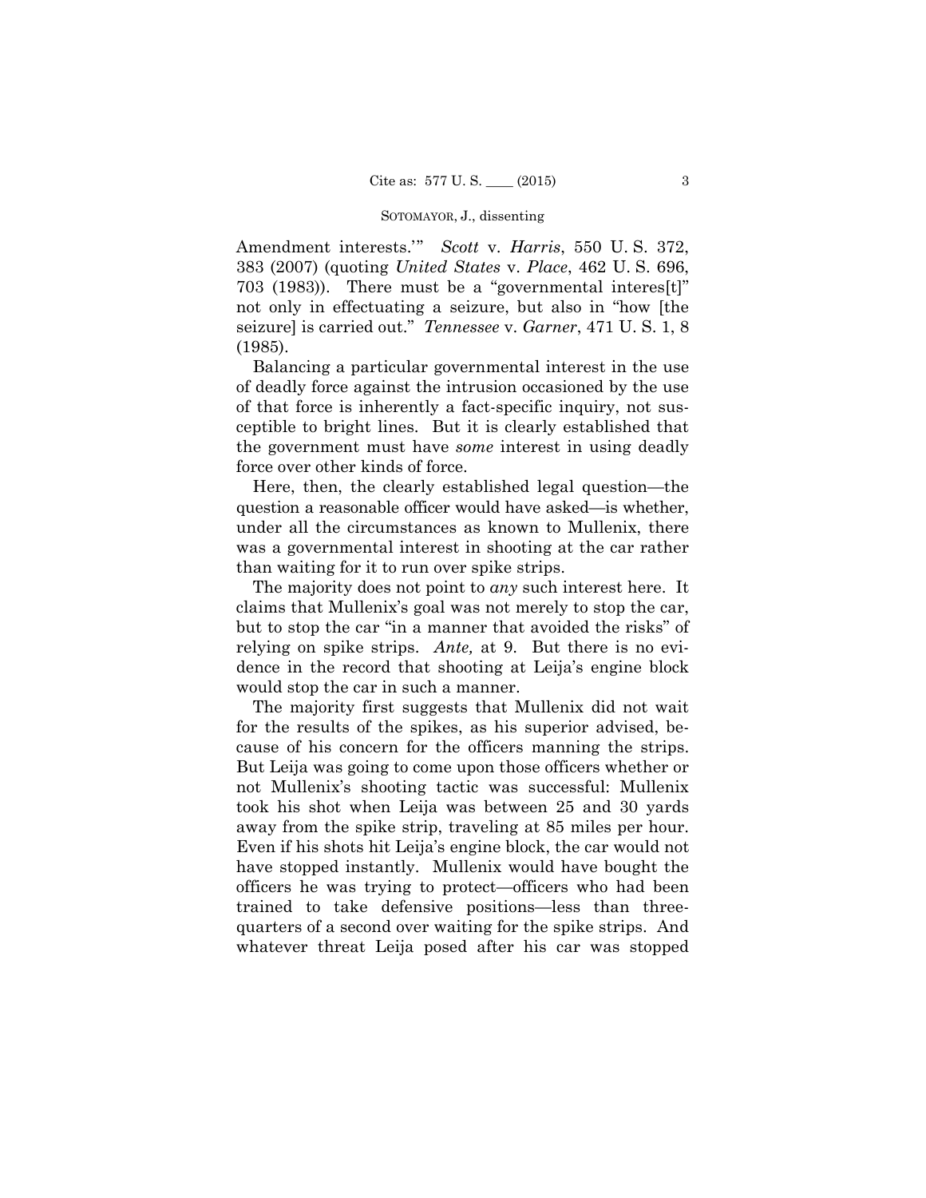Amendment interests.'" *Scott* v. *Harris*, 550 U. S. 372, 383 (2007) (quoting *United States* v. *Place*, 462 U. S. 696, 703 (1983)). There must be a "governmental interes[t]" not only in effectuating a seizure, but also in "how [the seizure] is carried out." *Tennessee* v. *Garner*, 471 U. S. 1, 8 (1985).

Balancing a particular governmental interest in the use of deadly force against the intrusion occasioned by the use of that force is inherently a fact-specific inquiry, not susceptible to bright lines. But it is clearly established that the government must have *some* interest in using deadly force over other kinds of force.

Here, then, the clearly established legal question—the question a reasonable officer would have asked—is whether, under all the circumstances as known to Mullenix, there was a governmental interest in shooting at the car rather than waiting for it to run over spike strips.

The majority does not point to *any* such interest here. It claims that Mullenix's goal was not merely to stop the car, but to stop the car "in a manner that avoided the risks" of relying on spike strips. *Ante,* at 9. But there is no evidence in the record that shooting at Leija's engine block would stop the car in such a manner.

The majority first suggests that Mullenix did not wait for the results of the spikes, as his superior advised, because of his concern for the officers manning the strips. But Leija was going to come upon those officers whether or not Mullenix's shooting tactic was successful: Mullenix took his shot when Leija was between 25 and 30 yards away from the spike strip, traveling at 85 miles per hour. Even if his shots hit Leija's engine block, the car would not have stopped instantly. Mullenix would have bought the officers he was trying to protect—officers who had been trained to take defensive positions—less than three-quarters of a second over waiting for the spike strips. And whatever threat Leija posed after his car was stopped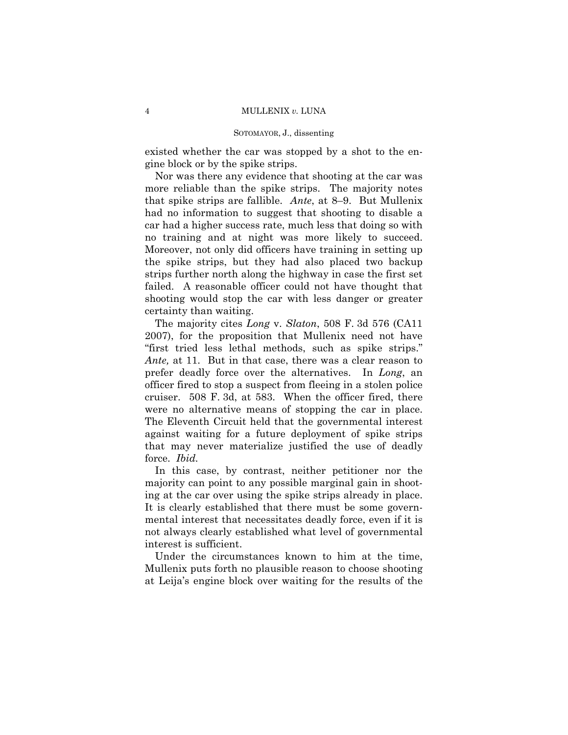existed whether the car was stopped by a shot to the engine block or by the spike strips.

Nor was there any evidence that shooting at the car was more reliable than the spike strips. The majority notes that spike strips are fallible. *Ante*, at 8–9. But Mullenix had no information to suggest that shooting to disable a car had a higher success rate, much less that doing so with no training and at night was more likely to succeed. Moreover, not only did officers have training in setting up the spike strips, but they had also placed two backup strips further north along the highway in case the first set failed. A reasonable officer could not have thought that shooting would stop the car with less danger or greater certainty than waiting.

The majority cites *Long* v. *Slaton*, 508 F. 3d 576 (CA11 2007), for the proposition that Mullenix need not have "first tried less lethal methods, such as spike strips." *Ante,* at 11. But in that case, there was a clear reason to prefer deadly force over the alternatives. In *Long*, an officer fired to stop a suspect from fleeing in a stolen police cruiser. 508 F. 3d, at 583. When the officer fired, there were no alternative means of stopping the car in place. The Eleventh Circuit held that the governmental interest against waiting for a future deployment of spike strips that may never materialize justified the use of deadly force. *Ibid.*

In this case, by contrast, neither petitioner nor the majority can point to any possible marginal gain in shooting at the car over using the spike strips already in place. It is clearly established that there must be some governmental interest that necessitates deadly force, even if it is not always clearly established what level of governmental interest is sufficient.

Under the circumstances known to him at the time, Mullenix puts forth no plausible reason to choose shooting at Leija's engine block over waiting for the results of the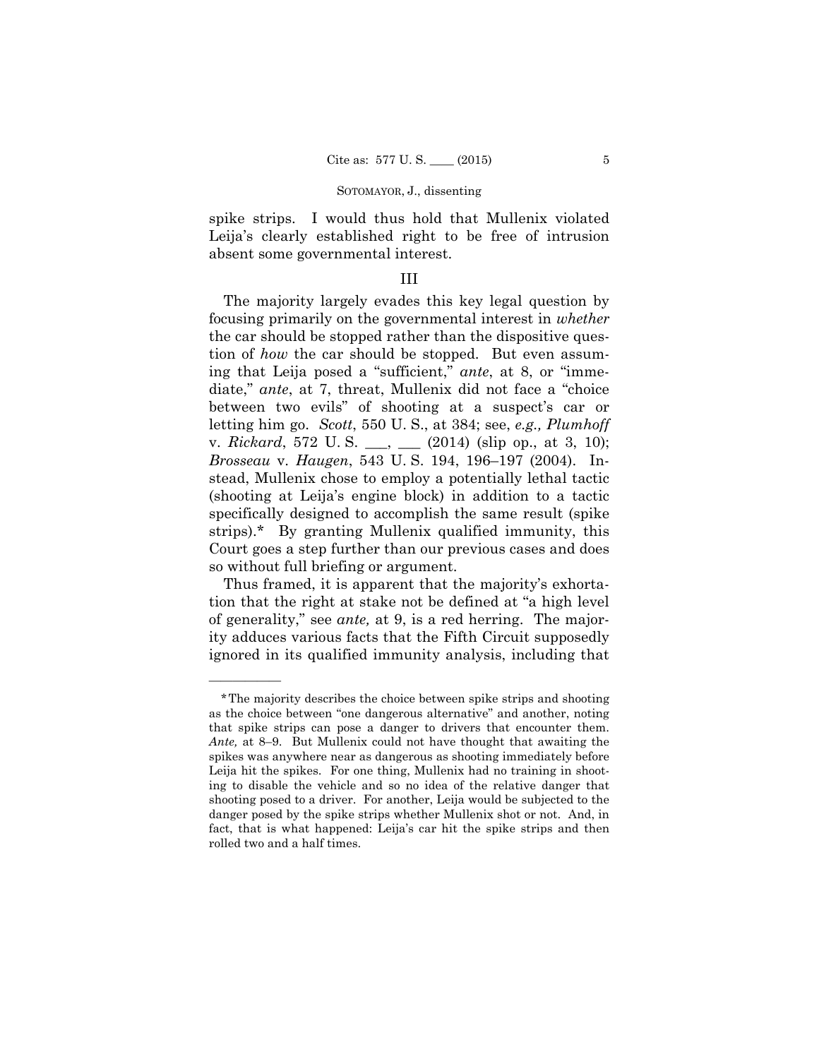spike strips. I would thus hold that Mullenix violated Leija's clearly established right to be free of intrusion absent some governmental interest.

## III

The majority largely evades this key legal question by focusing primarily on the governmental interest in *whether* the car should be stopped rather than the dispositive question of *how* the car should be stopped. But even assuming that Leija posed a "sufficient," *ante*, at 8, or "immediate," *ante*, at 7, threat, Mullenix did not face a "choice between two evils" of shooting at a suspect's car or letting him go. *Scott*, 550 U. S., at 384; see, *e.g., Plumhoff* v. *Rickard*, 572 U. S. ___, ___ (2014) (slip op., at 3, 10); *Brosseau* v. *Haugen*, 543 U. S. 194, 196–197 (2004). Instead, Mullenix chose to employ a potentially lethal tactic (shooting at Leija's engine block) in addition to a tactic specifically designed to accomplish the same result (spike strips).* By granting Mullenix qualified immunity, this Court goes a step further than our previous cases and does so without full briefing or argument.

Thus framed, it is apparent that the majority's exhortation that the right at stake not be defined at "a high level of generality," see *ante,* at 9, is a red herring. The majority adduces various facts that the Fifth Circuit supposedly ignored in its qualified immunity analysis, including that

---

*The majority describes the choice between spike strips and shooting as the choice between "one dangerous alternative" and another, noting that spike strips can pose a danger to drivers that encounter them. *Ante,* at 8–9. But Mullenix could not have thought that awaiting the spikes was anywhere near as dangerous as shooting immediately before Leija hit the spikes. For one thing, Mullenix had no training in shooting to disable the vehicle and so no idea of the relative danger that shooting posed to a driver. For another, Leija would be subjected to the danger posed by the spike strips whether Mullenix shot or not. And, in fact, that is what happened: Leija's car hit the spike strips and then rolled two and a half times.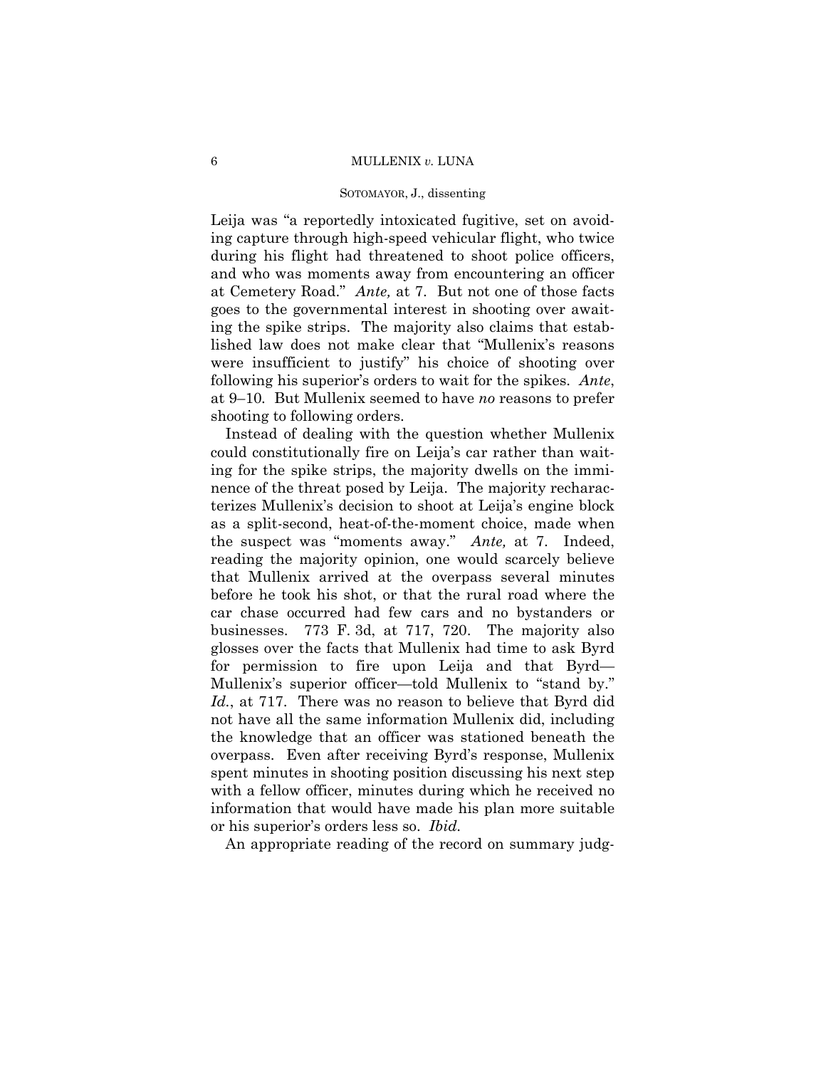Leija was "a reportedly intoxicated fugitive, set on avoiding capture through high-speed vehicular flight, who twice during his flight had threatened to shoot police officers, and who was moments away from encountering an officer at Cemetery Road." *Ante,* at 7. But not one of those facts goes to the governmental interest in shooting over awaiting the spike strips. The majority also claims that established law does not make clear that "Mullenix's reasons were insufficient to justify" his choice of shooting over following his superior's orders to wait for the spikes. *Ante*, at 9–10. But Mullenix seemed to have *no* reasons to prefer shooting to following orders.

Instead of dealing with the question whether Mullenix could constitutionally fire on Leija's car rather than waiting for the spike strips, the majority dwells on the imminence of the threat posed by Leija. The majority recharacterizes Mullenix's decision to shoot at Leija's engine block as a split-second, heat-of-the-moment choice, made when the suspect was "moments away." *Ante,* at 7. Indeed, reading the majority opinion, one would scarcely believe that Mullenix arrived at the overpass several minutes before he took his shot, or that the rural road where the car chase occurred had few cars and no bystanders or businesses. 773 F. 3d, at 717, 720. The majority also glosses over the facts that Mullenix had time to ask Byrd for permission to fire upon Leija and that Byrd—Mullenix's superior officer—told Mullenix to "stand by." *Id.*, at 717. There was no reason to believe that Byrd did not have all the same information Mullenix did, including the knowledge that an officer was stationed beneath the overpass. Even after receiving Byrd's response, Mullenix spent minutes in shooting position discussing his next step with a fellow officer, minutes during which he received no information that would have made his plan more suitable or his superior's orders less so. *Ibid.*

An appropriate reading of the record on summary judg-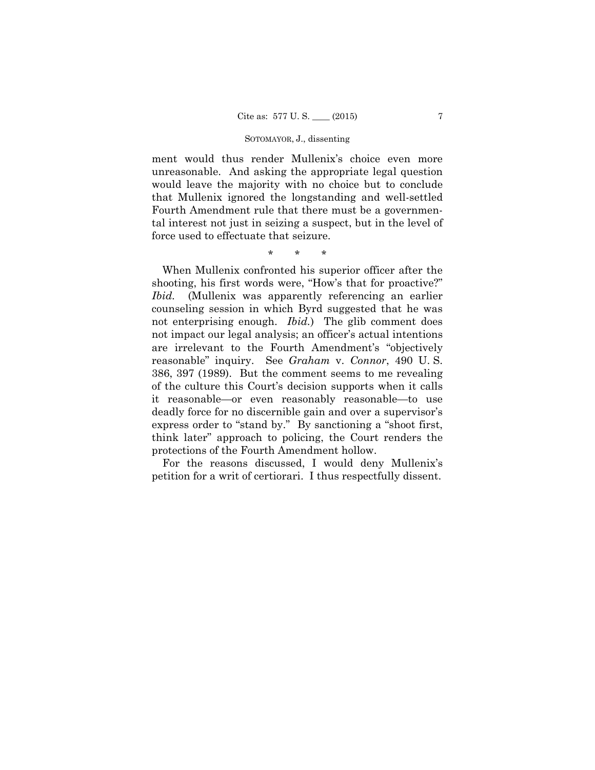ment would thus render Mullenix's choice even more unreasonable. And asking the appropriate legal question would leave the majority with no choice but to conclude that Mullenix ignored the longstanding and well-settled Fourth Amendment rule that there must be a governmental interest not just in seizing a suspect, but in the level of force used to effectuate that seizure.

\*  \*  \*

When Mullenix confronted his superior officer after the shooting, his first words were, "How's that for proactive?" *Ibid.* (Mullenix was apparently referencing an earlier counseling session in which Byrd suggested that he was not enterprising enough. *Ibid.*) The glib comment does not impact our legal analysis; an officer's actual intentions are irrelevant to the Fourth Amendment's "objectively reasonable" inquiry. See *Graham* v. *Connor*, 490 U. S. 386, 397 (1989). But the comment seems to me revealing of the culture this Court's decision supports when it calls it reasonable—or even reasonably reasonable—to use deadly force for no discernible gain and over a supervisor's express order to "stand by." By sanctioning a "shoot first, think later" approach to policing, the Court renders the protections of the Fourth Amendment hollow.

For the reasons discussed, I would deny Mullenix's petition for a writ of certiorari. I thus respectfully dissent.